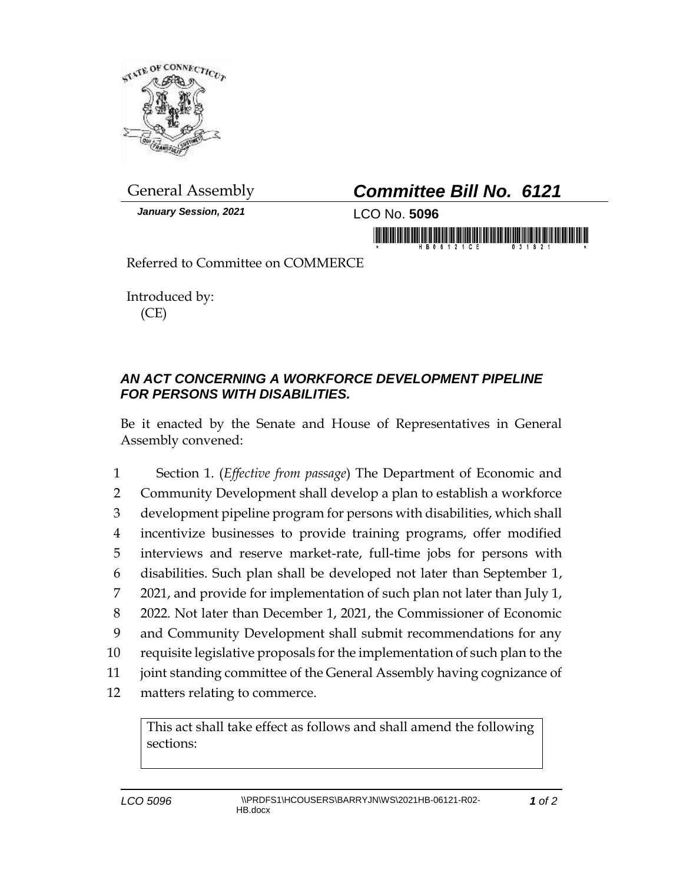General Assembly

***Committee Bill No. 6121***

***January Session, 2021***

LCO No. **5096**

Referred to Committee on COMMERCE

Introduced by:
(CE)

## ***AN ACT CONCERNING A WORKFORCE DEVELOPMENT PIPELINE FOR PERSONS WITH DISABILITIES.***

Be it enacted by the Senate and House of Representatives in General Assembly convened:

1 Section 1. (*Effective from passage*) The Department of Economic and
2 Community Development shall develop a plan to establish a workforce
3 development pipeline program for persons with disabilities, which shall
4 incentivize businesses to provide training programs, offer modified
5 interviews and reserve market-rate, full-time jobs for persons with
6 disabilities. Such plan shall be developed not later than September 1,
7 2021, and provide for implementation of such plan not later than July 1,
8 2022. Not later than December 1, 2021, the Commissioner of Economic
9 and Community Development shall submit recommendations for any
10 requisite legislative proposals for the implementation of such plan to the
11 joint standing committee of the General Assembly having cognizance of
12 matters relating to commerce.

This act shall take effect as follows and shall amend the following sections: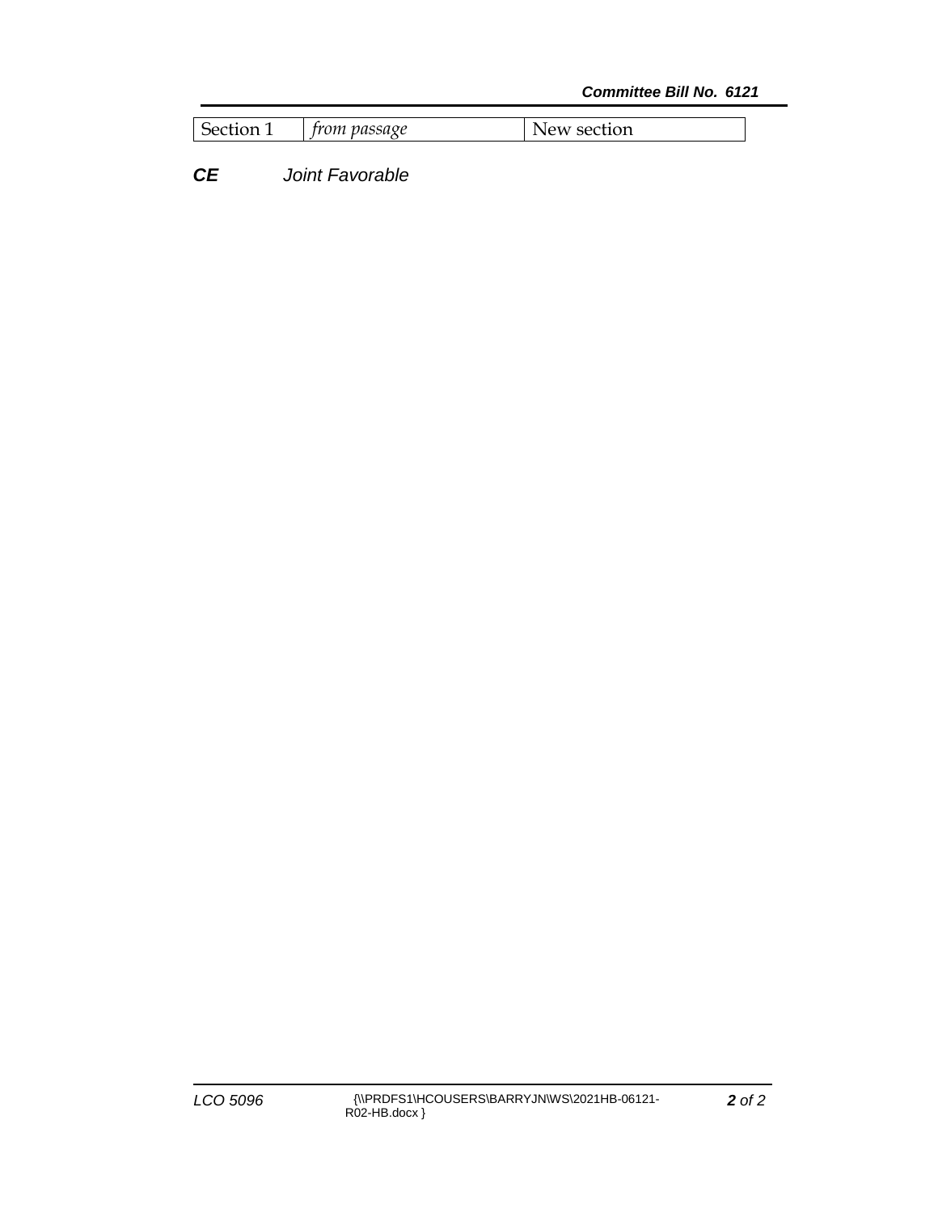| | | |
|---|---|---|
| Section 1 | *from passage* | New section |

***CE*** *Joint Favorable*